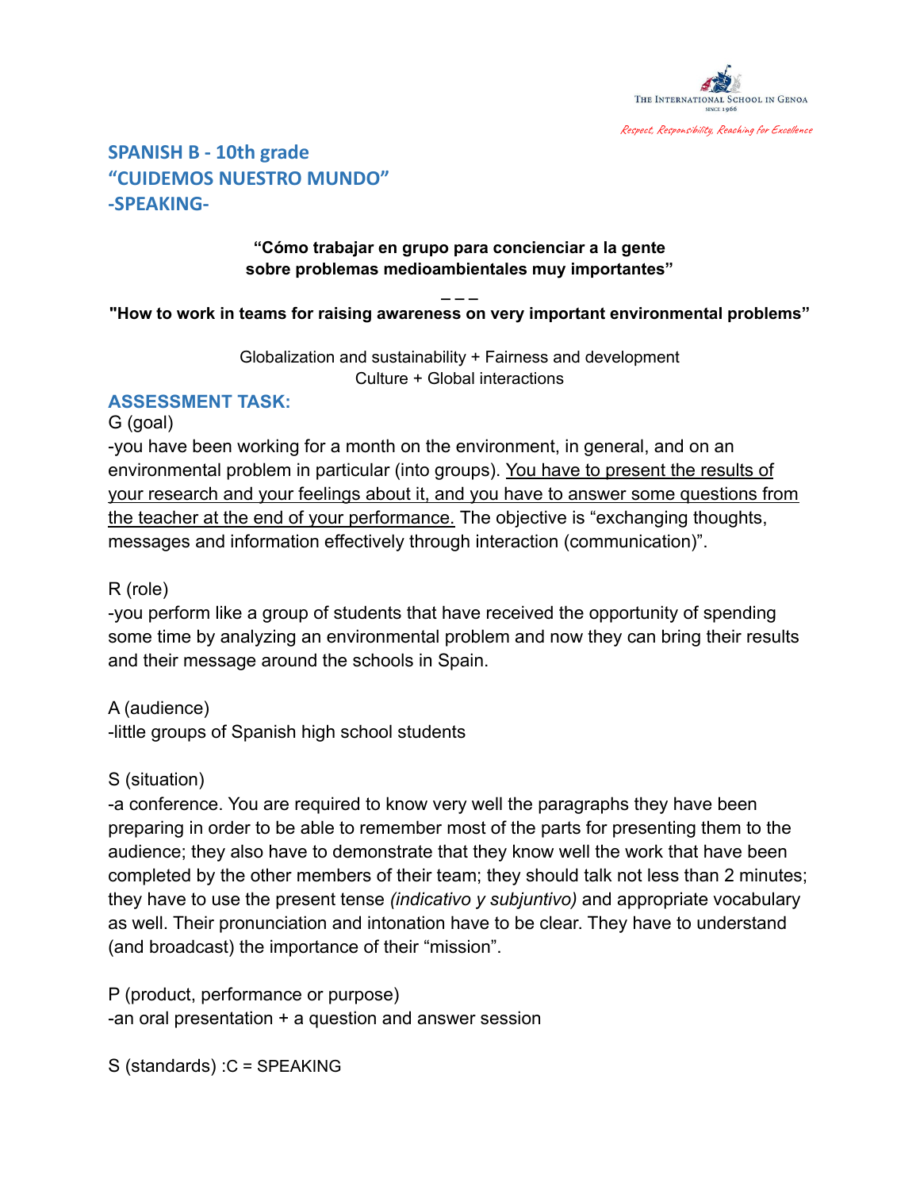The International School in Genoa
SINCE 1966

*Respect, Responsibility, Reaching for Excellence*

## SPANISH B - 10th grade
## "CUIDEMOS NUESTRO MUNDO"
## -SPEAKING-

**"Cómo trabajar en grupo para concienciar a la gente sobre problemas medioambientales muy importantes"**

**– – –**

**"How to work in teams for raising awareness on very important environmental problems"**

Globalization and sustainability + Fairness and development
Culture + Global interactions

### ASSESSMENT TASK:

G (goal)
-you have been working for a month on the environment, in general, and on an environmental problem in particular (into groups). <u>You have to present the results of your research and your feelings about it, and you have to answer some questions from the teacher at the end of your performance.</u> The objective is "exchanging thoughts, messages and information effectively through interaction (communication)".

R (role)
-you perform like a group of students that have received the opportunity of spending some time by analyzing an environmental problem and now they can bring their results and their message around the schools in Spain.

A (audience)
-little groups of Spanish high school students

S (situation)
-a conference. You are required to know very well the paragraphs they have been preparing in order to be able to remember most of the parts for presenting them to the audience; they also have to demonstrate that they know well the work that have been completed by the other members of their team; they should talk not less than 2 minutes; they have to use the present tense *(indicativo y subjuntivo)* and appropriate vocabulary as well. Their pronunciation and intonation have to be clear. They have to understand (and broadcast) the importance of their "mission".

P (product, performance or purpose)
-an oral presentation + a question and answer session

S (standards) :C = SPEAKING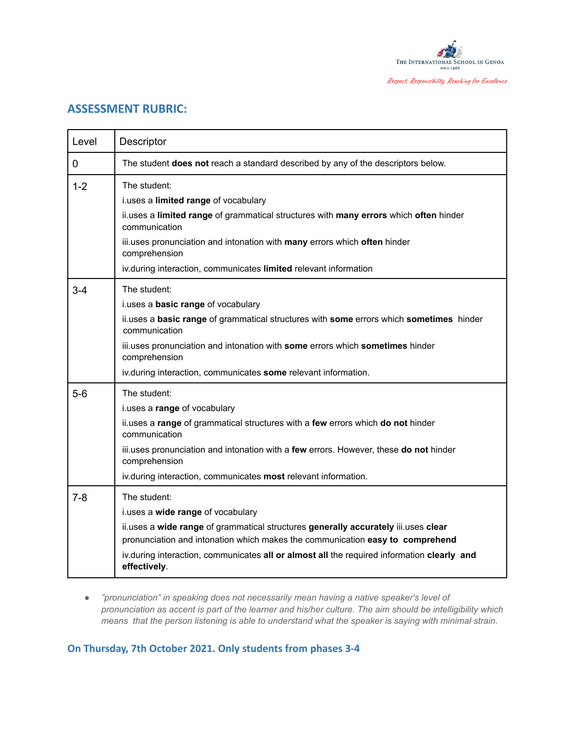## ASSESSMENT RUBRIC:

| Level | Descriptor |
|---|---|
| 0 | The student **does not** reach a standard described by any of the descriptors below. |
| 1-2 | The student:<br>i.uses a **limited range** of vocabulary<br>ii.uses a **limited range** of grammatical structures with **many errors** which **often** hinder communication<br>iii.uses pronunciation and intonation with **many** errors which **often** hinder comprehension<br>iv.during interaction, communicates **limited** relevant information |
| 3-4 | The student:<br>i.uses a **basic range** of vocabulary<br>ii.uses a **basic range** of grammatical structures with **some** errors which **sometimes** hinder communication<br>iii.uses pronunciation and intonation with **some** errors which **sometimes** hinder comprehension<br>iv.during interaction, communicates **some** relevant information. |
| 5-6 | The student:<br>i.uses a **range** of vocabulary<br>ii.uses a **range** of grammatical structures with a **few** errors which **do not** hinder communication<br>iii.uses pronunciation and intonation with a **few** errors. However, these **do not** hinder comprehension<br>iv.during interaction, communicates **most** relevant information. |
| 7-8 | The student:<br>i.uses a **wide range** of vocabulary<br>ii.uses a **wide range** of grammatical structures **generally accurately** iii.uses **clear** pronunciation and intonation which makes the communication **easy to comprehend**<br>iv.during interaction, communicates **all or almost all** the required information **clearly and effectively**. |

- *"pronunciation" in speaking does not necessarily mean having a native speaker's level of pronunciation as accent is part of the learner and his/her culture. The aim should be intelligibility which means that the person listening is able to understand what the speaker is saying with minimal strain.*

## On Thursday, 7th October 2021. Only students from phases 3-4